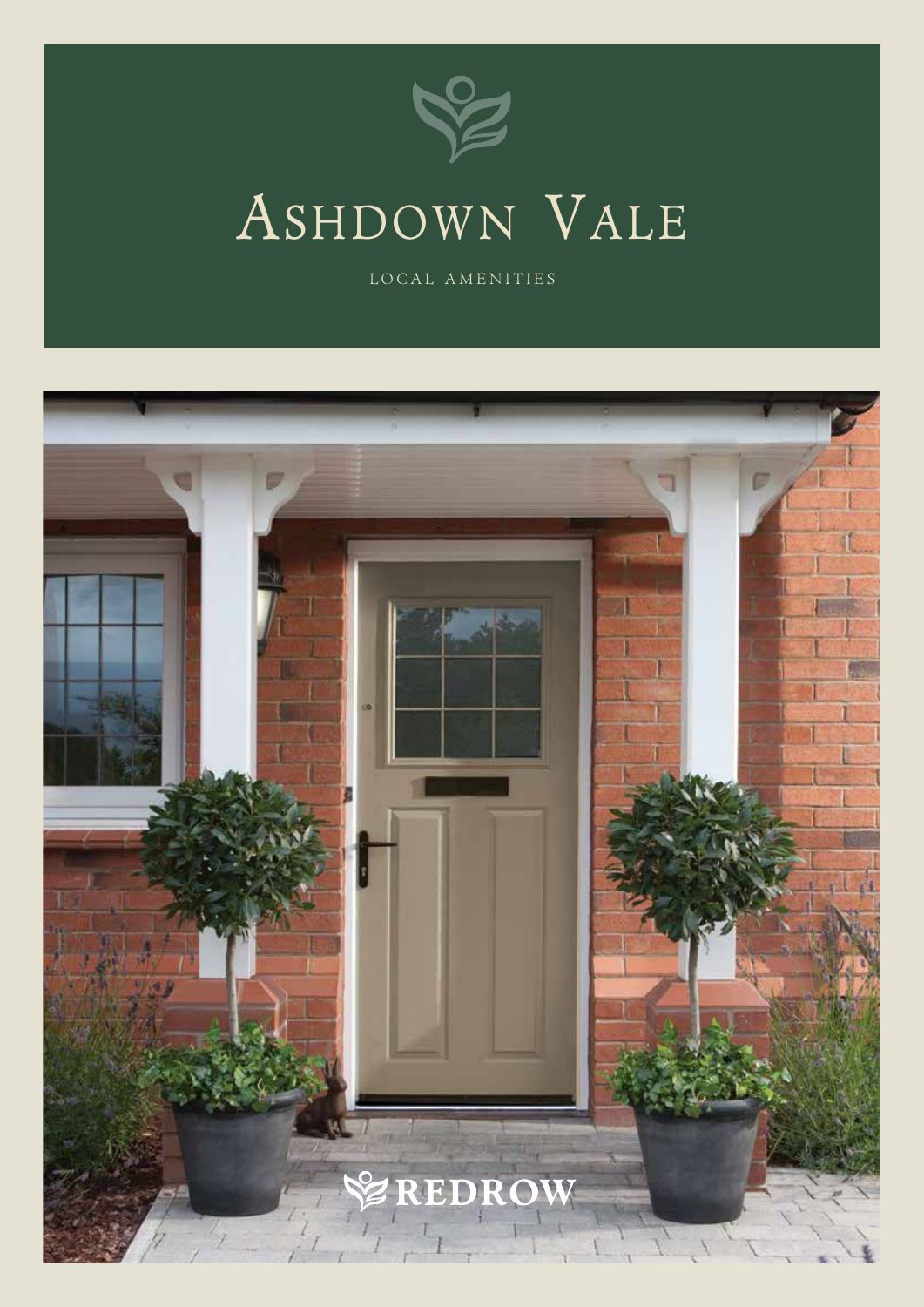# Ashdown Vale

LOCAL AMENITIES

REDROW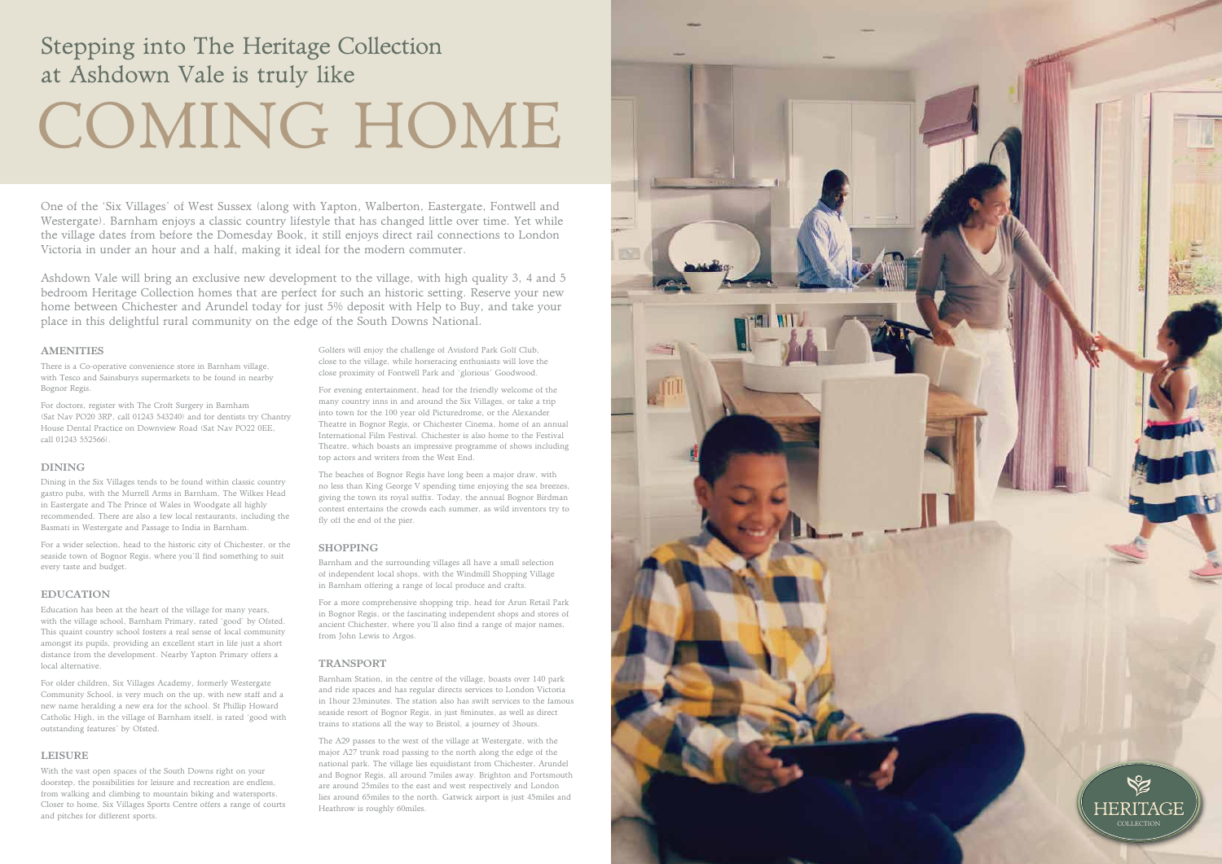# Stepping into The Heritage Collection at Ashdown Vale is truly like COMING HOME

One of the 'Six Villages' of West Sussex (along with Yapton, Walberton, Eastergate, Fontwell and Westergate). Barnham enjoys a classic country lifestyle that has changed little over time. Yet while the village dates from before the Domesday Book, it still enjoys direct rail connections to London Victoria in under an hour and a half, making it ideal for the modern commuter.

Ashdown Vale will bring an exclusive new development to the village, with high quality 3, 4 and 5 bedroom Heritage Collection homes that are perfect for such an historic setting. Reserve your new home between Chichester and Arundel today for just 5% deposit with Help to Buy, and take your place in this delightful rural community on the edge of the South Downs National.

### AMENITIES

There is a Co-operative convenience store in Barnham village, with Tesco and Sainsburys supermarkets to be found in nearby Bognor Regis.

For doctors, register with The Croft Surgery in Barnham (Sat Nav PO20 3RP, call 01243 543240) and for dentists try Chantry House Dental Practice on Downview Road (Sat Nav PO22 0EE, call 01243 552566).

### DINING

Dining in the Six Villages tends to be found within classic country gastro pubs, with the Murrell Arms in Barnham, The Wilkes Head in Eastergate and The Prince of Wales in Woodgate all highly recommended. There are also a few local restaurants, including the Basmati in Westergate and Passage to India in Barnham.

For a wider selection, head to the historic city of Chichester, or the seaside town of Bognor Regis, where you'll find something to suit every taste and budget.

### EDUCATION

Education has been at the heart of the village for many years, with the village school, Barnham Primary, rated 'good' by Ofsted. This quaint country school fosters a real sense of local community amongst its pupils, providing an excellent start in life just a short distance from the development. Nearby Yapton Primary offers a local alternative.

For older children, Six Villages Academy, formerly Westergate Community School, is very much on the up, with new staff and a new name heralding a new era for the school. St Phillip Howard Catholic High, in the village of Barnham itself, is rated 'good with outstanding features' by Ofsted.

### LEISURE

With the vast open spaces of the South Downs right on your doorstep, the possibilities for leisure and recreation are endless, from walking and climbing to mountain biking and watersports. Closer to home, Six Villages Sports Centre offers a range of courts and pitches for different sports.

Golfers will enjoy the challenge of Avisford Park Golf Club, close to the village, while horseracing enthusiasts will love the close proximity of Fontwell Park and 'glorious' Goodwood.

For evening entertainment, head for the friendly welcome of the many country inns in and around the Six Villages, or take a trip into town for the 100 year old Picturedrome, or the Alexander Theatre in Bognor Regis, or Chichester Cinema, home of an annual International Film Festival. Chichester is also home to the Festival Theatre, which boasts an impressive programme of shows including top actors and writers from the West End.

The beaches of Bognor Regis have long been a major draw, with no less than King George V spending time enjoying the sea breezes, giving the town its royal suffix. Today, the annual Bognor Birdman contest entertains the crowds each summer, as wild inventors try to fly off the end of the pier.

### SHOPPING

Barnham and the surrounding villages all have a small selection of independent local shops, with the Windmill Shopping Village in Barnham offering a range of local produce and crafts.

For a more comprehensive shopping trip, head for Arun Retail Park in Bognor Regis, or the fascinating independent shops and stores of ancient Chichester, where you'll also find a range of major names, from John Lewis to Argos.

### TRANSPORT

Barnham Station, in the centre of the village, boasts over 140 park and ride spaces and has regular directs services to London Victoria in 1hour 23minutes. The station also has swift services to the famous seaside resort of Bognor Regis, in just 8minutes, as well as direct trains to stations all the way to Bristol, a journey of 3hours.

The A29 passes to the west of the village at Westergate, with the major A27 trunk road passing to the north along the edge of the national park. The village lies equidistant from Chichester, Arundel and Bognor Regis, all around 7miles away. Brighton and Portsmouth are around 25miles to the east and west respectively and London lies around 65miles to the north. Gatwick airport is just 45miles and Heathrow is roughly 60miles.

HERITAGE COLLECTION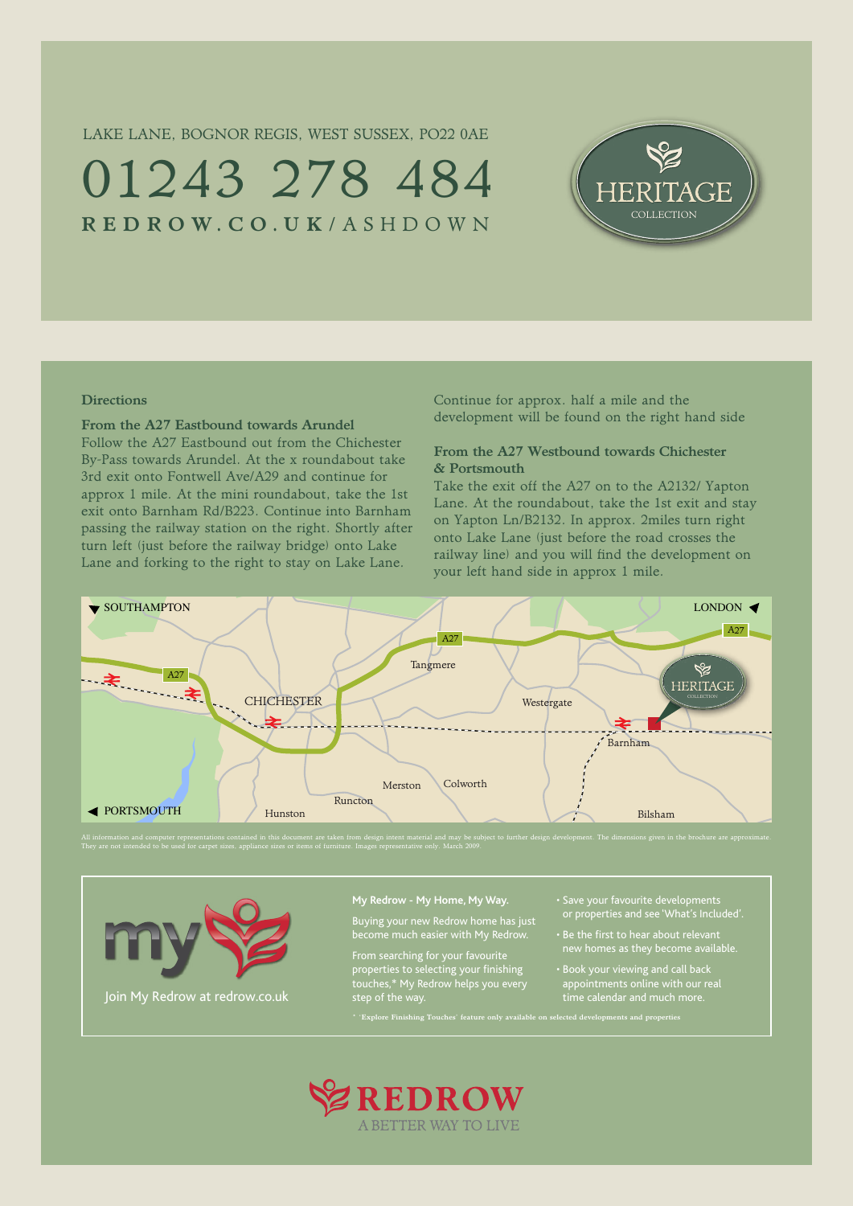LAKE LANE, BOGNOR REGIS, WEST SUSSEX, PO22 0AE

# 01243 278 484

**REDROW.CO.UK**/ASHDOWN

HERITAGE COLLECTION

## Directions

### From the A27 Eastbound towards Arundel

Follow the A27 Eastbound out from the Chichester By-Pass towards Arundel. At the x roundabout take 3rd exit onto Fontwell Ave/A29 and continue for approx 1 mile. At the mini roundabout, take the 1st exit onto Barnham Rd/B223. Continue into Barnham passing the railway station on the right. Shortly after turn left (just before the railway bridge) onto Lake Lane and forking to the right to stay on Lake Lane. Continue for approx. half a mile and the development will be found on the right hand side

### From the A27 Westbound towards Chichester & Portsmouth

Take the exit off the A27 on to the A2132/ Yapton Lane. At the roundabout, take the 1st exit and stay on Yapton Ln/B2132. In approx. 2miles turn right onto Lake Lane (just before the road crosses the railway line) and you will find the development on your left hand side in approx 1 mile.

SOUTHAMPTON
LONDON
A27
A27
A27
Tangmere
CHICHESTER
Westergate
HERITAGE COLLECTION
Barnham
Merston
Colworth
Runcton
PORTSMOUTH
Hunston
Bilsham

All information and computer representations contained in this document are taken from design intent material and may be subject to further design development. The dimensions given in the brochure are approximate. They are not intended to be used for carpet sizes, appliance sizes or items of furniture. Images representative only. March 2009.

my

Join My Redrow at redrow.co.uk

**My Redrow - My Home, My Way.**

Buying your new Redrow home has just become much easier with My Redrow.

From searching for your favourite properties to selecting your finishing touches,* My Redrow helps you every step of the way.

- Save your favourite developments or properties and see 'What's Included'.
- Be the first to hear about relevant new homes as they become available.
- Book your viewing and call back appointments online with our real time calendar and much more.

\* 'Explore Finishing Touches' feature only available on selected developments and properties

REDROW
A BETTER WAY TO LIVE